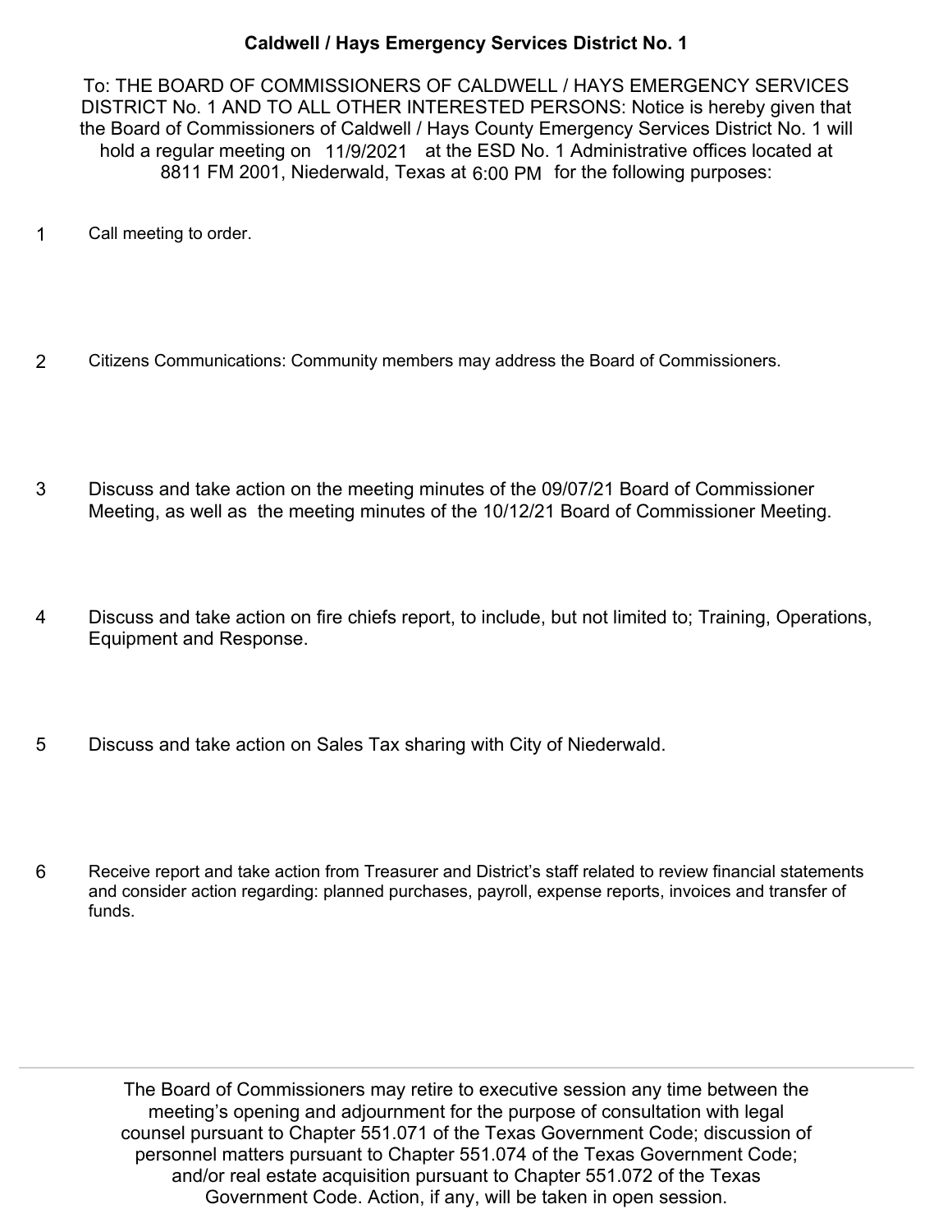**Caldwell / Hays Emergency Services District No. 1**

To: THE BOARD OF COMMISSIONERS OF CALDWELL / HAYS EMERGENCY SERVICES DISTRICT No. 1 AND TO ALL OTHER INTERESTED PERSONS: Notice is hereby given that the Board of Commissioners of Caldwell / Hays County Emergency Services District No. 1 will hold a regular meeting on 11/9/2021 at the ESD No. 1 Administrative offices located at 8811 FM 2001, Niederwald, Texas at 6:00 PM for the following purposes:

1. Call meeting to order.

2. Citizens Communications: Community members may address the Board of Commissioners.

3. Discuss and take action on the meeting minutes of the 09/07/21 Board of Commissioner Meeting, as well as the meeting minutes of the 10/12/21 Board of Commissioner Meeting.

4. Discuss and take action on fire chiefs report, to include, but not limited to; Training, Operations, Equipment and Response.

5. Discuss and take action on Sales Tax sharing with City of Niederwald.

6. Receive report and take action from Treasurer and District's staff related to review financial statements and consider action regarding: planned purchases, payroll, expense reports, invoices and transfer of funds.

---

The Board of Commissioners may retire to executive session any time between the meeting's opening and adjournment for the purpose of consultation with legal counsel pursuant to Chapter 551.071 of the Texas Government Code; discussion of personnel matters pursuant to Chapter 551.074 of the Texas Government Code; and/or real estate acquisition pursuant to Chapter 551.072 of the Texas Government Code. Action, if any, will be taken in open session.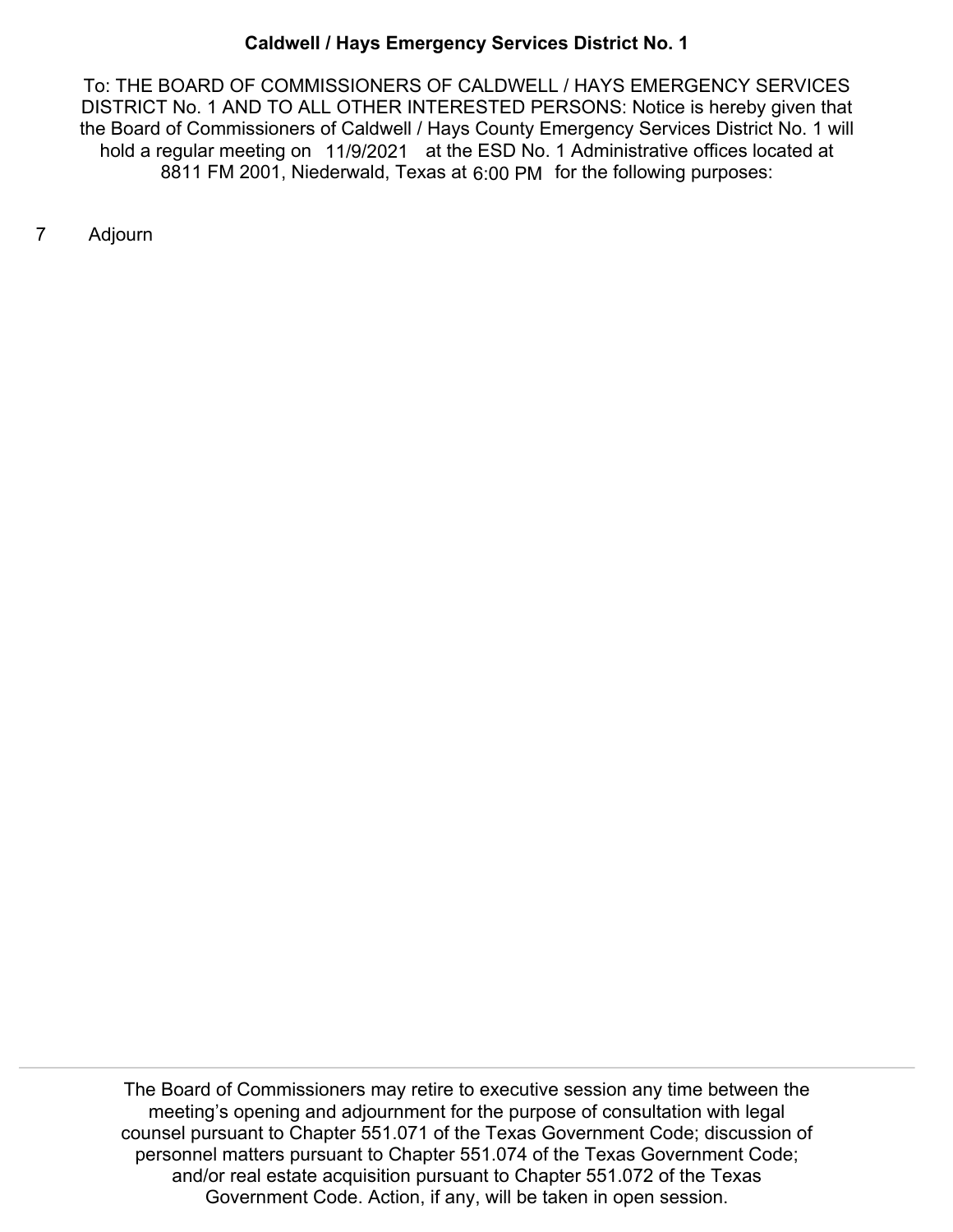**Caldwell / Hays Emergency Services District No. 1**

To: THE BOARD OF COMMISSIONERS OF CALDWELL / HAYS EMERGENCY SERVICES DISTRICT No. 1 AND TO ALL OTHER INTERESTED PERSONS: Notice is hereby given that the Board of Commissioners of Caldwell / Hays County Emergency Services District No. 1 will hold a regular meeting on 11/9/2021 at the ESD No. 1 Administrative offices located at 8811 FM 2001, Niederwald, Texas at 6:00 PM for the following purposes:

7 Adjourn

---

The Board of Commissioners may retire to executive session any time between the meeting's opening and adjournment for the purpose of consultation with legal counsel pursuant to Chapter 551.071 of the Texas Government Code; discussion of personnel matters pursuant to Chapter 551.074 of the Texas Government Code; and/or real estate acquisition pursuant to Chapter 551.072 of the Texas Government Code. Action, if any, will be taken in open session.